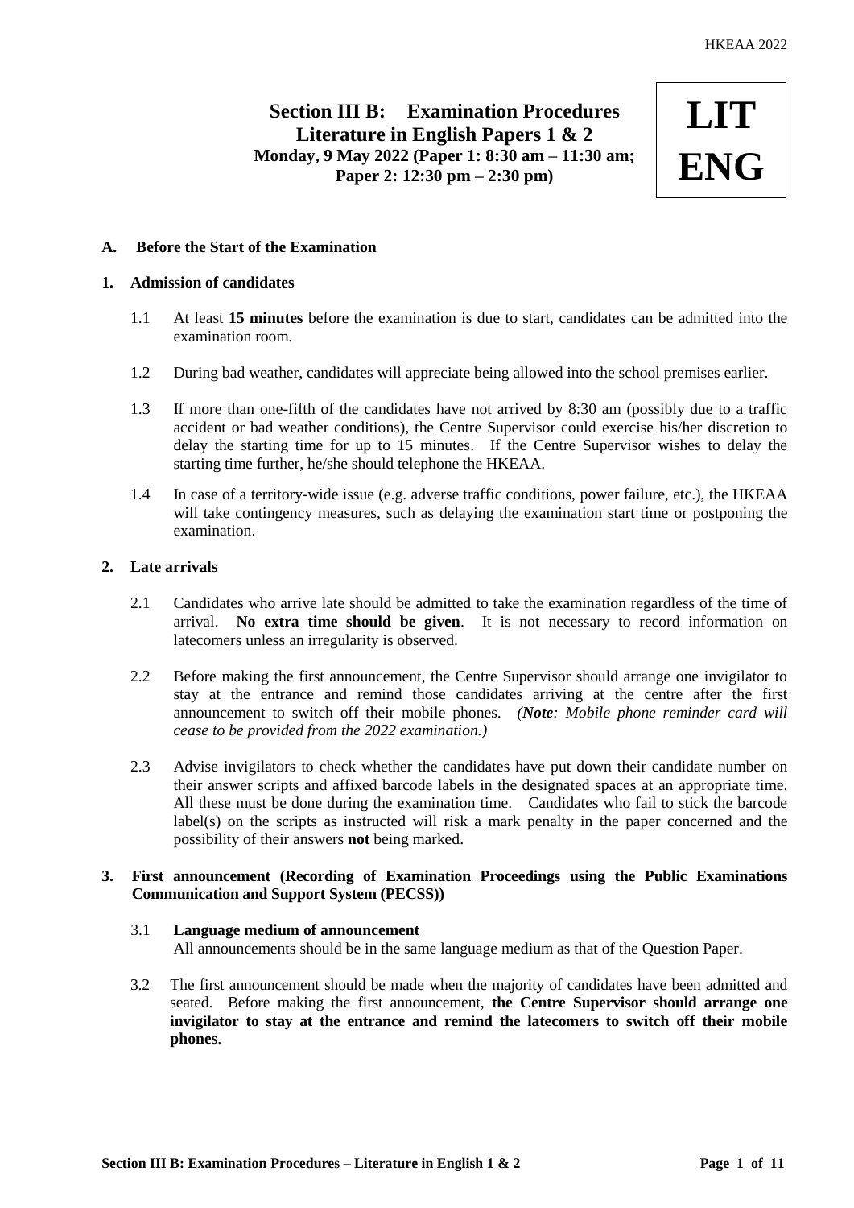# Section III B: Examination Procedures Literature in English Papers 1 & 2

**Monday, 9 May 2022 (Paper 1: 8:30 am – 11:30 am; Paper 2: 12:30 pm – 2:30 pm)**

**LIT ENG**

## A. Before the Start of the Examination

### 1. Admission of candidates

1.1 At least **15 minutes** before the examination is due to start, candidates can be admitted into the examination room.

1.2 During bad weather, candidates will appreciate being allowed into the school premises earlier.

1.3 If more than one-fifth of the candidates have not arrived by 8:30 am (possibly due to a traffic accident or bad weather conditions), the Centre Supervisor could exercise his/her discretion to delay the starting time for up to 15 minutes. If the Centre Supervisor wishes to delay the starting time further, he/she should telephone the HKEAA.

1.4 In case of a territory-wide issue (e.g. adverse traffic conditions, power failure, etc.), the HKEAA will take contingency measures, such as delaying the examination start time or postponing the examination.

### 2. Late arrivals

2.1 Candidates who arrive late should be admitted to take the examination regardless of the time of arrival. **No extra time should be given**. It is not necessary to record information on latecomers unless an irregularity is observed.

2.2 Before making the first announcement, the Centre Supervisor should arrange one invigilator to stay at the entrance and remind those candidates arriving at the centre after the first announcement to switch off their mobile phones. *(**Note**: Mobile phone reminder card will cease to be provided from the 2022 examination.)*

2.3 Advise invigilators to check whether the candidates have put down their candidate number on their answer scripts and affixed barcode labels in the designated spaces at an appropriate time. All these must be done during the examination time. Candidates who fail to stick the barcode label(s) on the scripts as instructed will risk a mark penalty in the paper concerned and the possibility of their answers **not** being marked.

### 3. First announcement (Recording of Examination Proceedings using the Public Examinations Communication and Support System (PECSS))

3.1 **Language medium of announcement**
All announcements should be in the same language medium as that of the Question Paper.

3.2 The first announcement should be made when the majority of candidates have been admitted and seated. Before making the first announcement, **the Centre Supervisor should arrange one invigilator to stay at the entrance and remind the latecomers to switch off their mobile phones**.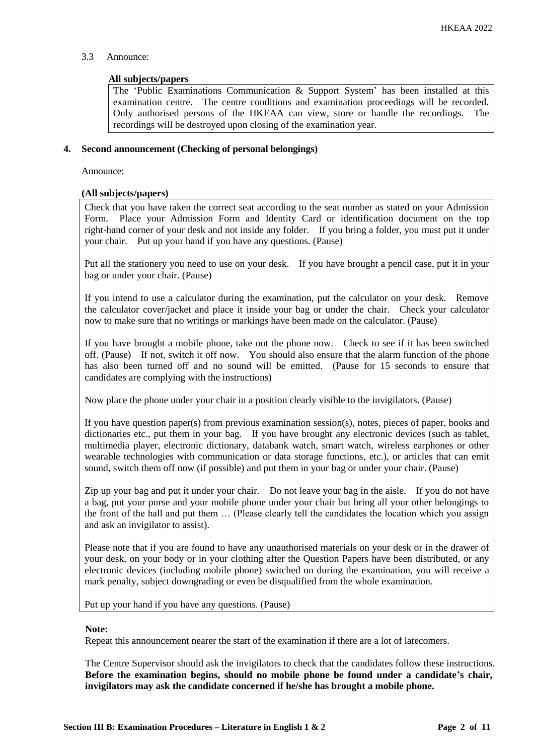3.3 Announce:

**All subjects/papers**

The 'Public Examinations Communication & Support System' has been installed at this examination centre. The centre conditions and examination proceedings will be recorded. Only authorised persons of the HKEAA can view, store or handle the recordings. The recordings will be destroyed upon closing of the examination year.

**4. Second announcement (Checking of personal belongings)**

Announce:

**(All subjects/papers)**

Check that you have taken the correct seat according to the seat number as stated on your Admission Form. Place your Admission Form and Identity Card or identification document on the top right-hand corner of your desk and not inside any folder. If you bring a folder, you must put it under your chair. Put up your hand if you have any questions. (Pause)

Put all the stationery you need to use on your desk. If you have brought a pencil case, put it in your bag or under your chair. (Pause)

If you intend to use a calculator during the examination, put the calculator on your desk. Remove the calculator cover/jacket and place it inside your bag or under the chair. Check your calculator now to make sure that no writings or markings have been made on the calculator. (Pause)

If you have brought a mobile phone, take out the phone now. Check to see if it has been switched off. (Pause) If not, switch it off now. You should also ensure that the alarm function of the phone has also been turned off and no sound will be emitted. (Pause for 15 seconds to ensure that candidates are complying with the instructions)

Now place the phone under your chair in a position clearly visible to the invigilators. (Pause)

If you have question paper(s) from previous examination session(s), notes, pieces of paper, books and dictionaries etc., put them in your bag. If you have brought any electronic devices (such as tablet, multimedia player, electronic dictionary, databank watch, smart watch, wireless earphones or other wearable technologies with communication or data storage functions, etc.), or articles that can emit sound, switch them off now (if possible) and put them in your bag or under your chair. (Pause)

Zip up your bag and put it under your chair. Do not leave your bag in the aisle. If you do not have a bag, put your purse and your mobile phone under your chair but bring all your other belongings to the front of the hall and put them … (Please clearly tell the candidates the location which you assign and ask an invigilator to assist).

Please note that if you are found to have any unauthorised materials on your desk or in the drawer of your desk, on your body or in your clothing after the Question Papers have been distributed, or any electronic devices (including mobile phone) switched on during the examination, you will receive a mark penalty, subject downgrading or even be disqualified from the whole examination.

Put up your hand if you have any questions. (Pause)

**Note:**

Repeat this announcement nearer the start of the examination if there are a lot of latecomers.

The Centre Supervisor should ask the invigilators to check that the candidates follow these instructions. **Before the examination begins, should no mobile phone be found under a candidate's chair, invigilators may ask the candidate concerned if he/she has brought a mobile phone.**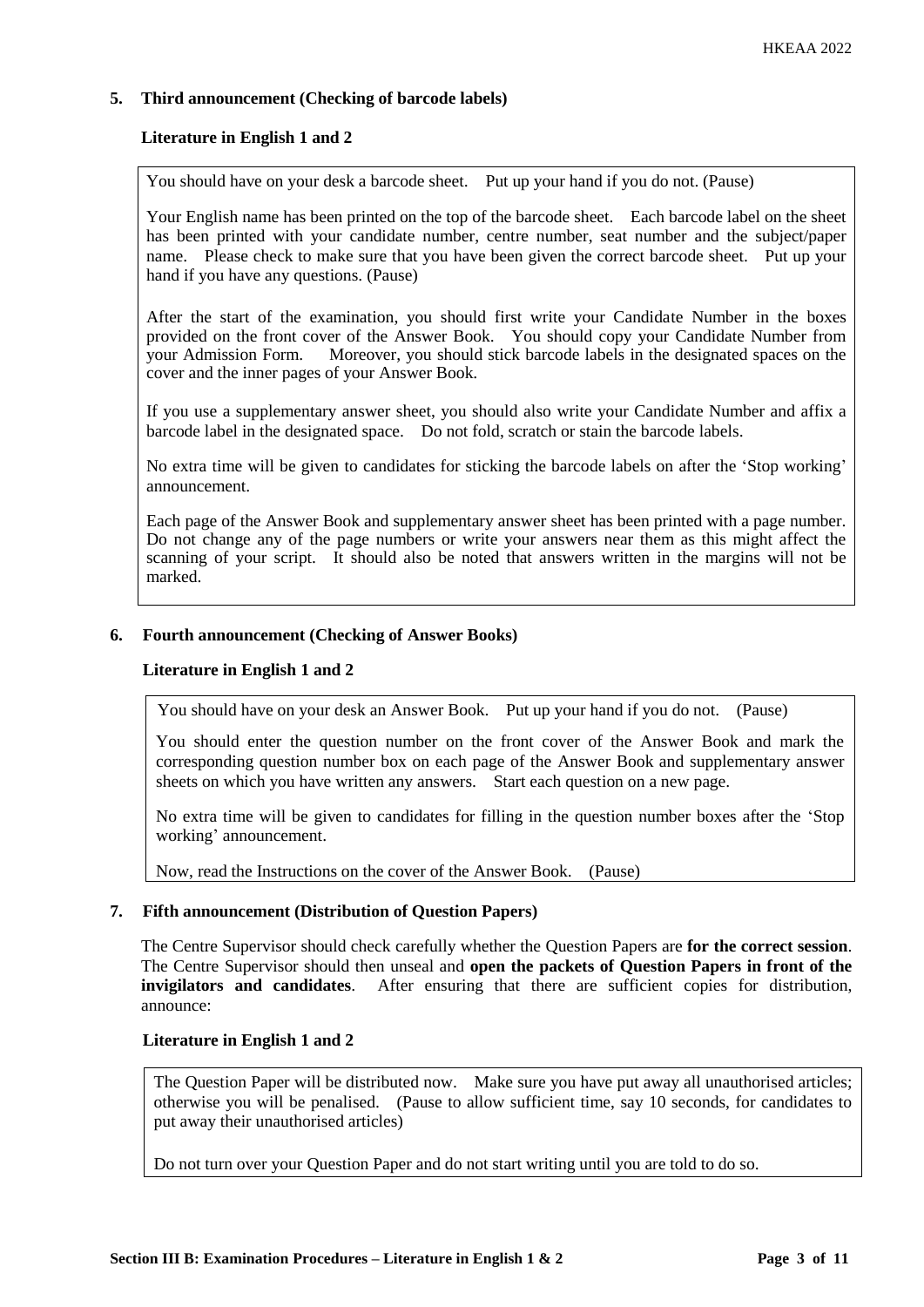## 5. Third announcement (Checking of barcode labels)

**Literature in English 1 and 2**

> You should have on your desk a barcode sheet. Put up your hand if you do not. (Pause)
>
> Your English name has been printed on the top of the barcode sheet. Each barcode label on the sheet has been printed with your candidate number, centre number, seat number and the subject/paper name. Please check to make sure that you have been given the correct barcode sheet. Put up your hand if you have any questions. (Pause)
>
> After the start of the examination, you should first write your Candidate Number in the boxes provided on the front cover of the Answer Book. You should copy your Candidate Number from your Admission Form. Moreover, you should stick barcode labels in the designated spaces on the cover and the inner pages of your Answer Book.
>
> If you use a supplementary answer sheet, you should also write your Candidate Number and affix a barcode label in the designated space. Do not fold, scratch or stain the barcode labels.
>
> No extra time will be given to candidates for sticking the barcode labels on after the 'Stop working' announcement.
>
> Each page of the Answer Book and supplementary answer sheet has been printed with a page number. Do not change any of the page numbers or write your answers near them as this might affect the scanning of your script. It should also be noted that answers written in the margins will not be marked.

## 6. Fourth announcement (Checking of Answer Books)

**Literature in English 1 and 2**

> You should have on your desk an Answer Book. Put up your hand if you do not. (Pause)
>
> You should enter the question number on the front cover of the Answer Book and mark the corresponding question number box on each page of the Answer Book and supplementary answer sheets on which you have written any answers. Start each question on a new page.
>
> No extra time will be given to candidates for filling in the question number boxes after the 'Stop working' announcement.
>
> Now, read the Instructions on the cover of the Answer Book. (Pause)

## 7. Fifth announcement (Distribution of Question Papers)

The Centre Supervisor should check carefully whether the Question Papers are **for the correct session**. The Centre Supervisor should then unseal and **open the packets of Question Papers in front of the invigilators and candidates**. After ensuring that there are sufficient copies for distribution, announce:

**Literature in English 1 and 2**

> The Question Paper will be distributed now. Make sure you have put away all unauthorised articles; otherwise you will be penalised. (Pause to allow sufficient time, say 10 seconds, for candidates to put away their unauthorised articles)
>
> Do not turn over your Question Paper and do not start writing until you are told to do so.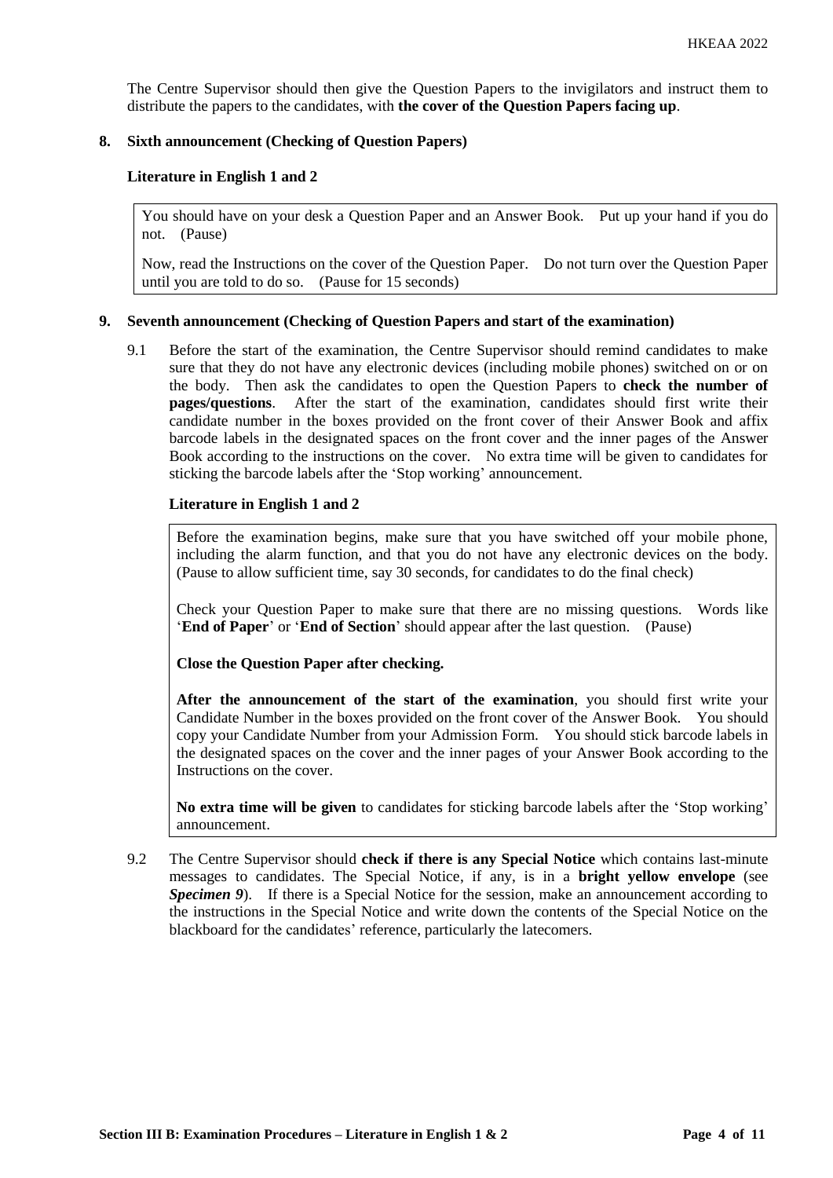The Centre Supervisor should then give the Question Papers to the invigilators and instruct them to distribute the papers to the candidates, with **the cover of the Question Papers facing up**.

## 8. Sixth announcement (Checking of Question Papers)

**Literature in English 1 and 2**

> You should have on your desk a Question Paper and an Answer Book. Put up your hand if you do not. (Pause)
>
> Now, read the Instructions on the cover of the Question Paper. Do not turn over the Question Paper until you are told to do so. (Pause for 15 seconds)

## 9. Seventh announcement (Checking of Question Papers and start of the examination)

9.1 Before the start of the examination, the Centre Supervisor should remind candidates to make sure that they do not have any electronic devices (including mobile phones) switched on or on the body. Then ask the candidates to open the Question Papers to **check the number of pages/questions**. After the start of the examination, candidates should first write their candidate number in the boxes provided on the front cover of their Answer Book and affix barcode labels in the designated spaces on the front cover and the inner pages of the Answer Book according to the instructions on the cover. No extra time will be given to candidates for sticking the barcode labels after the 'Stop working' announcement.

**Literature in English 1 and 2**

> Before the examination begins, make sure that you have switched off your mobile phone, including the alarm function, and that you do not have any electronic devices on the body. (Pause to allow sufficient time, say 30 seconds, for candidates to do the final check)
>
> Check your Question Paper to make sure that there are no missing questions. Words like '**End of Paper**' or '**End of Section**' should appear after the last question. (Pause)
>
> **Close the Question Paper after checking.**
>
> **After the announcement of the start of the examination**, you should first write your Candidate Number in the boxes provided on the front cover of the Answer Book. You should copy your Candidate Number from your Admission Form. You should stick barcode labels in the designated spaces on the cover and the inner pages of your Answer Book according to the Instructions on the cover.
>
> **No extra time will be given** to candidates for sticking barcode labels after the 'Stop working' announcement.

9.2 The Centre Supervisor should **check if there is any Special Notice** which contains last-minute messages to candidates. The Special Notice, if any, is in a **bright yellow envelope** (see ***Specimen 9***). If there is a Special Notice for the session, make an announcement according to the instructions in the Special Notice and write down the contents of the Special Notice on the blackboard for the candidates' reference, particularly the latecomers.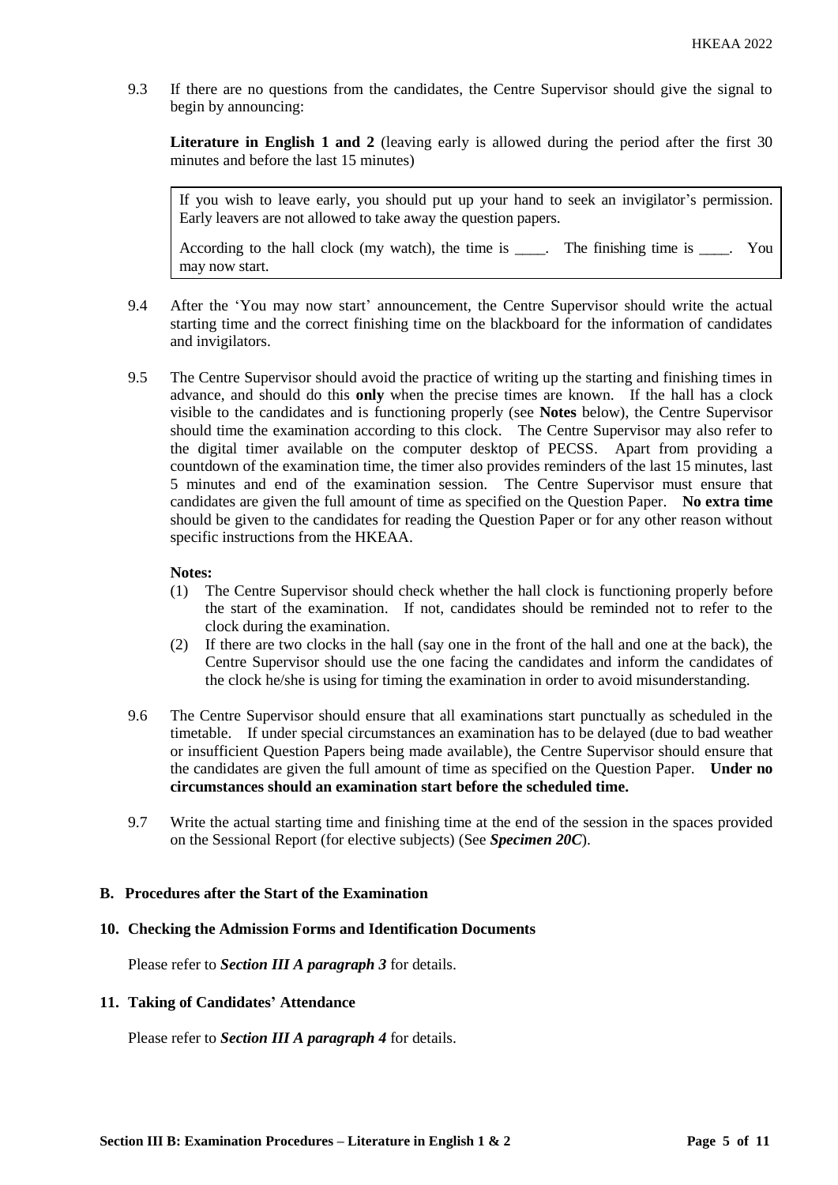9.3 If there are no questions from the candidates, the Centre Supervisor should give the signal to begin by announcing:

**Literature in English 1 and 2** (leaving early is allowed during the period after the first 30 minutes and before the last 15 minutes)

> If you wish to leave early, you should put up your hand to seek an invigilator's permission. Early leavers are not allowed to take away the question papers.
>
> According to the hall clock (my watch), the time is ____. The finishing time is ____. You may now start.

9.4 After the 'You may now start' announcement, the Centre Supervisor should write the actual starting time and the correct finishing time on the blackboard for the information of candidates and invigilators.

9.5 The Centre Supervisor should avoid the practice of writing up the starting and finishing times in advance, and should do this **only** when the precise times are known. If the hall has a clock visible to the candidates and is functioning properly (see **Notes** below), the Centre Supervisor should time the examination according to this clock. The Centre Supervisor may also refer to the digital timer available on the computer desktop of PECSS. Apart from providing a countdown of the examination time, the timer also provides reminders of the last 15 minutes, last 5 minutes and end of the examination session. The Centre Supervisor must ensure that candidates are given the full amount of time as specified on the Question Paper. **No extra time** should be given to the candidates for reading the Question Paper or for any other reason without specific instructions from the HKEAA.

**Notes:**

(1) The Centre Supervisor should check whether the hall clock is functioning properly before the start of the examination. If not, candidates should be reminded not to refer to the clock during the examination.

(2) If there are two clocks in the hall (say one in the front of the hall and one at the back), the Centre Supervisor should use the one facing the candidates and inform the candidates of the clock he/she is using for timing the examination in order to avoid misunderstanding.

9.6 The Centre Supervisor should ensure that all examinations start punctually as scheduled in the timetable. If under special circumstances an examination has to be delayed (due to bad weather or insufficient Question Papers being made available), the Centre Supervisor should ensure that the candidates are given the full amount of time as specified on the Question Paper. **Under no circumstances should an examination start before the scheduled time.**

9.7 Write the actual starting time and finishing time at the end of the session in the spaces provided on the Sessional Report (for elective subjects) (See ***Specimen 20C***).

## B. Procedures after the Start of the Examination

### 10. Checking the Admission Forms and Identification Documents

Please refer to ***Section III A paragraph 3*** for details.

### 11. Taking of Candidates' Attendance

Please refer to ***Section III A paragraph 4*** for details.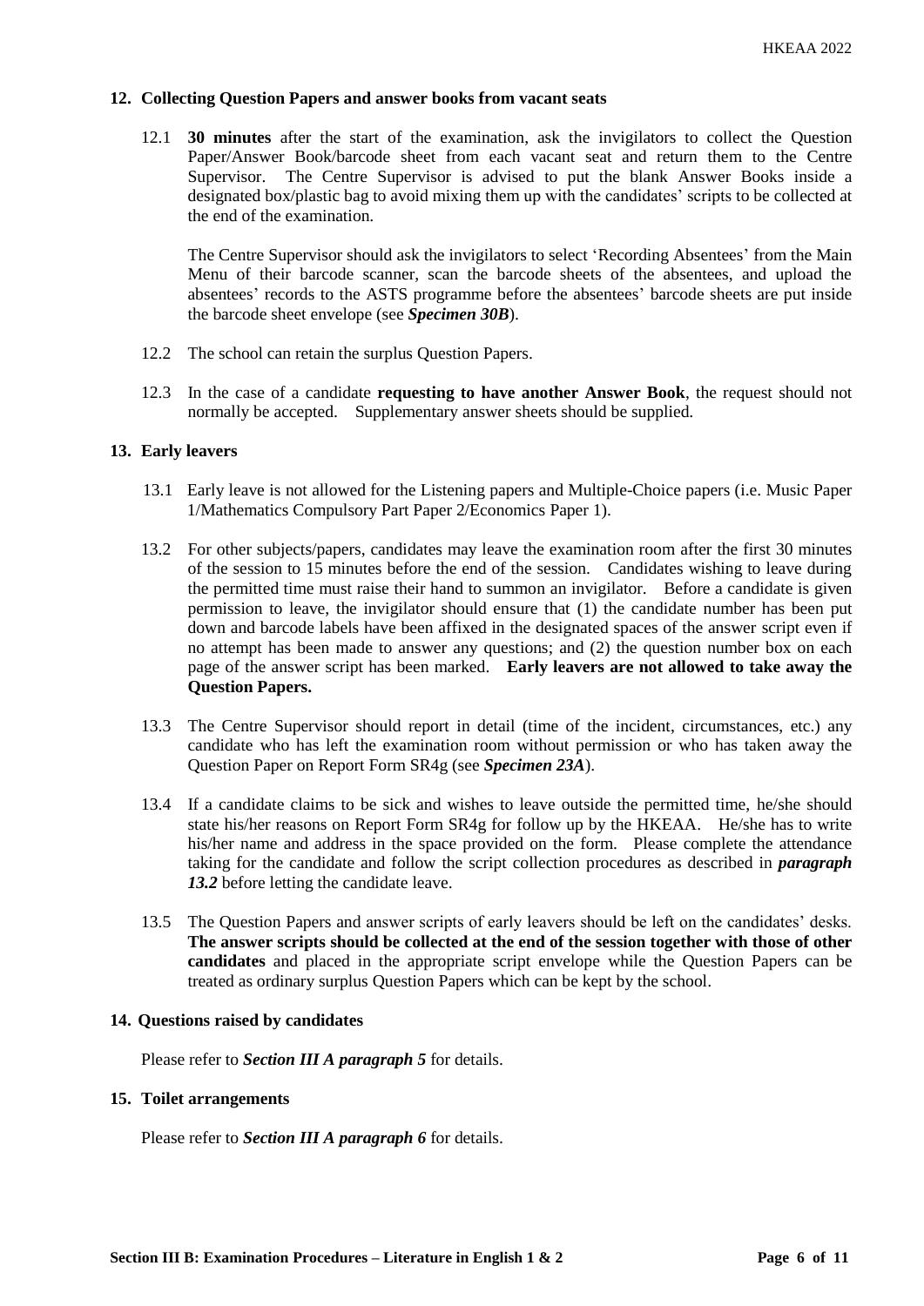## 12. Collecting Question Papers and answer books from vacant seats

12.1 **30 minutes** after the start of the examination, ask the invigilators to collect the Question Paper/Answer Book/barcode sheet from each vacant seat and return them to the Centre Supervisor. The Centre Supervisor is advised to put the blank Answer Books inside a designated box/plastic bag to avoid mixing them up with the candidates' scripts to be collected at the end of the examination.

The Centre Supervisor should ask the invigilators to select 'Recording Absentees' from the Main Menu of their barcode scanner, scan the barcode sheets of the absentees, and upload the absentees' records to the ASTS programme before the absentees' barcode sheets are put inside the barcode sheet envelope (see ***Specimen 30B***).

12.2 The school can retain the surplus Question Papers.

12.3 In the case of a candidate **requesting to have another Answer Book**, the request should not normally be accepted. Supplementary answer sheets should be supplied.

## 13. Early leavers

13.1 Early leave is not allowed for the Listening papers and Multiple-Choice papers (i.e. Music Paper 1/Mathematics Compulsory Part Paper 2/Economics Paper 1).

13.2 For other subjects/papers, candidates may leave the examination room after the first 30 minutes of the session to 15 minutes before the end of the session. Candidates wishing to leave during the permitted time must raise their hand to summon an invigilator. Before a candidate is given permission to leave, the invigilator should ensure that (1) the candidate number has been put down and barcode labels have been affixed in the designated spaces of the answer script even if no attempt has been made to answer any questions; and (2) the question number box on each page of the answer script has been marked. **Early leavers are not allowed to take away the Question Papers.**

13.3 The Centre Supervisor should report in detail (time of the incident, circumstances, etc.) any candidate who has left the examination room without permission or who has taken away the Question Paper on Report Form SR4g (see ***Specimen 23A***).

13.4 If a candidate claims to be sick and wishes to leave outside the permitted time, he/she should state his/her reasons on Report Form SR4g for follow up by the HKEAA. He/she has to write his/her name and address in the space provided on the form. Please complete the attendance taking for the candidate and follow the script collection procedures as described in ***paragraph 13.2*** before letting the candidate leave.

13.5 The Question Papers and answer scripts of early leavers should be left on the candidates' desks. **The answer scripts should be collected at the end of the session together with those of other candidates** and placed in the appropriate script envelope while the Question Papers can be treated as ordinary surplus Question Papers which can be kept by the school.

## 14. Questions raised by candidates

Please refer to ***Section III A paragraph 5*** for details.

## 15. Toilet arrangements

Please refer to ***Section III A paragraph 6*** for details.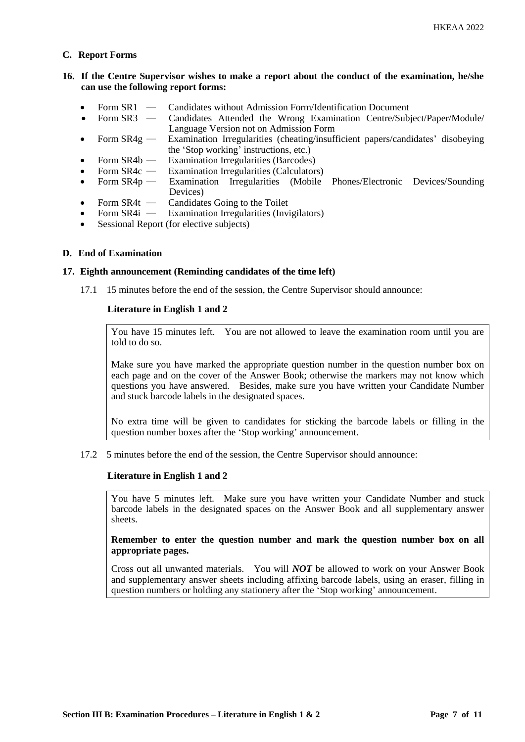## C. Report Forms

**16. If the Centre Supervisor wishes to make a report about the conduct of the examination, he/she can use the following report forms:**

- Form SR1 — Candidates without Admission Form/Identification Document
- Form SR3 — Candidates Attended the Wrong Examination Centre/Subject/Paper/Module/ Language Version not on Admission Form
- Form SR4g — Examination Irregularities (cheating/insufficient papers/candidates' disobeying the 'Stop working' instructions, etc.)
- Form SR4b — Examination Irregularities (Barcodes)
- Form SR4c — Examination Irregularities (Calculators)
- Form SR4p — Examination Irregularities (Mobile Phones/Electronic Devices/Sounding Devices)
- Form SR4t — Candidates Going to the Toilet
- Form SR4i — Examination Irregularities (Invigilators)
- Sessional Report (for elective subjects)

## D. End of Examination

**17. Eighth announcement (Reminding candidates of the time left)**

17.1 15 minutes before the end of the session, the Centre Supervisor should announce:

**Literature in English 1 and 2**

> You have 15 minutes left. You are not allowed to leave the examination room until you are told to do so.
>
> Make sure you have marked the appropriate question number in the question number box on each page and on the cover of the Answer Book; otherwise the markers may not know which questions you have answered. Besides, make sure you have written your Candidate Number and stuck barcode labels in the designated spaces.
>
> No extra time will be given to candidates for sticking the barcode labels or filling in the question number boxes after the 'Stop working' announcement.

17.2 5 minutes before the end of the session, the Centre Supervisor should announce:

**Literature in English 1 and 2**

> You have 5 minutes left. Make sure you have written your Candidate Number and stuck barcode labels in the designated spaces on the Answer Book and all supplementary answer sheets.
>
> **Remember to enter the question number and mark the question number box on all appropriate pages.**
>
> Cross out all unwanted materials. You will ***NOT*** be allowed to work on your Answer Book and supplementary answer sheets including affixing barcode labels, using an eraser, filling in question numbers or holding any stationery after the 'Stop working' announcement.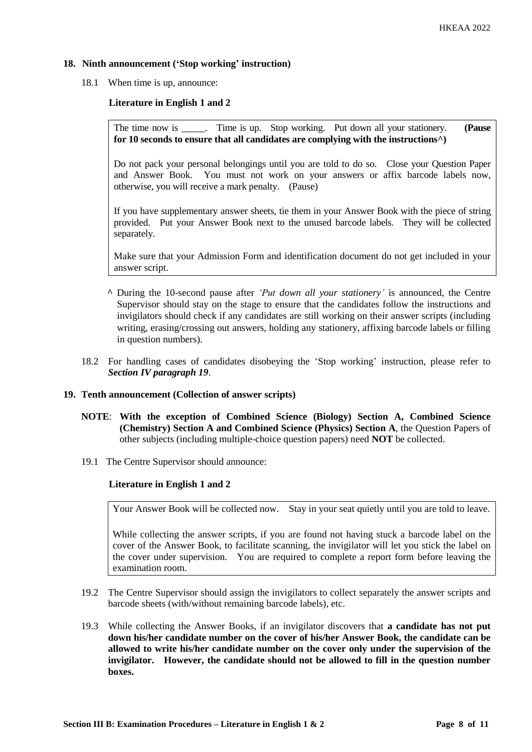**18. Ninth announcement ('Stop working' instruction)**

18.1 When time is up, announce:

**Literature in English 1 and 2**

> The time now is _____. Time is up. Stop working. Put down all your stationery. **(Pause for 10 seconds to ensure that all candidates are complying with the instructions^)**
>
> Do not pack your personal belongings until you are told to do so. Close your Question Paper and Answer Book. You must not work on your answers or affix barcode labels now, otherwise, you will receive a mark penalty. (Pause)
>
> If you have supplementary answer sheets, tie them in your Answer Book with the piece of string provided. Put your Answer Book next to the unused barcode labels. They will be collected separately.
>
> Make sure that your Admission Form and identification document do not get included in your answer script.

^ During the 10-second pause after *'Put down all your stationery'* is announced, the Centre Supervisor should stay on the stage to ensure that the candidates follow the instructions and invigilators should check if any candidates are still working on their answer scripts (including writing, erasing/crossing out answers, holding any stationery, affixing barcode labels or filling in question numbers).

18.2 For handling cases of candidates disobeying the 'Stop working' instruction, please refer to ***Section IV paragraph 19***.

**19. Tenth announcement (Collection of answer scripts)**

**NOTE**: **With the exception of Combined Science (Biology) Section A, Combined Science (Chemistry) Section A and Combined Science (Physics) Section A**, the Question Papers of other subjects (including multiple-choice question papers) need **NOT** be collected.

19.1 The Centre Supervisor should announce:

**Literature in English 1 and 2**

> Your Answer Book will be collected now. Stay in your seat quietly until you are told to leave.
>
> While collecting the answer scripts, if you are found not having stuck a barcode label on the cover of the Answer Book, to facilitate scanning, the invigilator will let you stick the label on the cover under supervision. You are required to complete a report form before leaving the examination room.

19.2 The Centre Supervisor should assign the invigilators to collect separately the answer scripts and barcode sheets (with/without remaining barcode labels), etc.

19.3 While collecting the Answer Books, if an invigilator discovers that **a candidate has not put down his/her candidate number on the cover of his/her Answer Book, the candidate can be allowed to write his/her candidate number on the cover only under the supervision of the invigilator. However, the candidate should not be allowed to fill in the question number boxes.**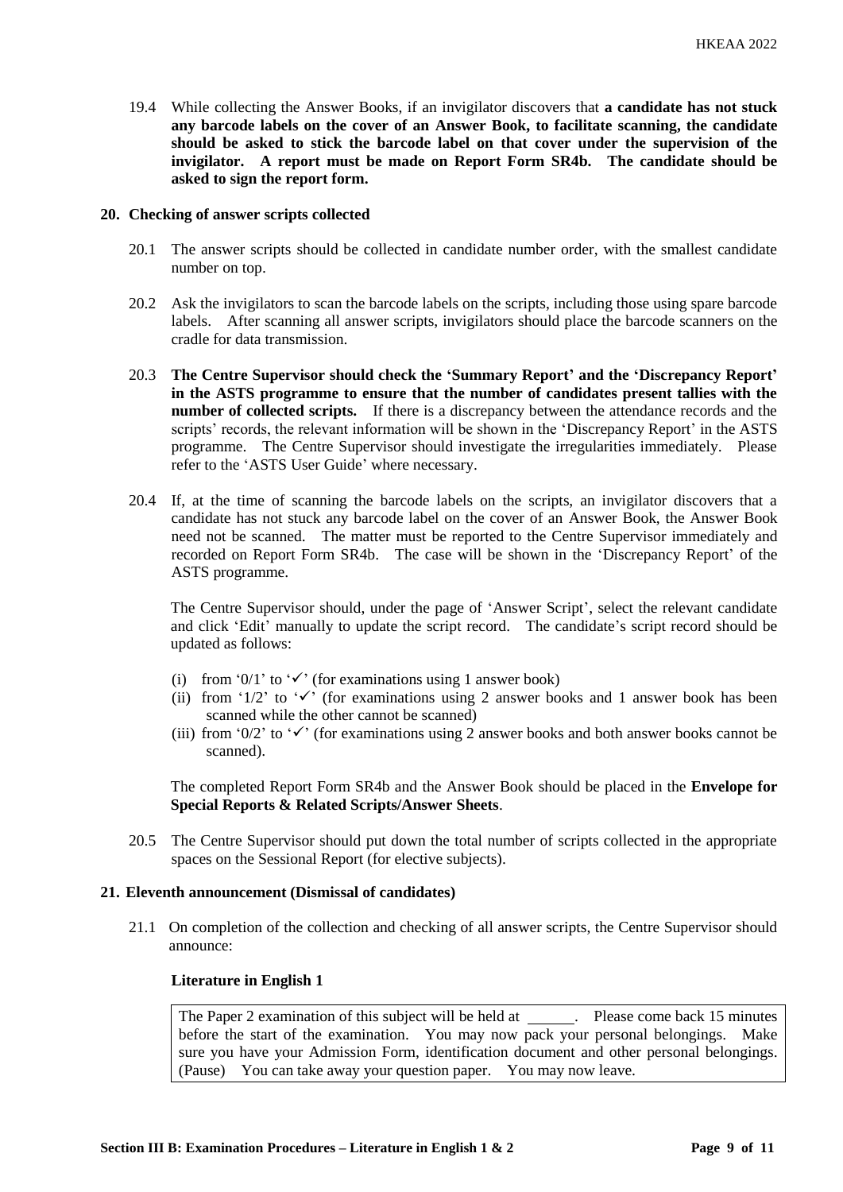19.4 While collecting the Answer Books, if an invigilator discovers that **a candidate has not stuck any barcode labels on the cover of an Answer Book, to facilitate scanning, the candidate should be asked to stick the barcode label on that cover under the supervision of the invigilator. A report must be made on Report Form SR4b. The candidate should be asked to sign the report form.**

## 20. Checking of answer scripts collected

20.1 The answer scripts should be collected in candidate number order, with the smallest candidate number on top.

20.2 Ask the invigilators to scan the barcode labels on the scripts, including those using spare barcode labels. After scanning all answer scripts, invigilators should place the barcode scanners on the cradle for data transmission.

20.3 **The Centre Supervisor should check the 'Summary Report' and the 'Discrepancy Report' in the ASTS programme to ensure that the number of candidates present tallies with the number of collected scripts.** If there is a discrepancy between the attendance records and the scripts' records, the relevant information will be shown in the 'Discrepancy Report' in the ASTS programme. The Centre Supervisor should investigate the irregularities immediately. Please refer to the 'ASTS User Guide' where necessary.

20.4 If, at the time of scanning the barcode labels on the scripts, an invigilator discovers that a candidate has not stuck any barcode label on the cover of an Answer Book, the Answer Book need not be scanned. The matter must be reported to the Centre Supervisor immediately and recorded on Report Form SR4b. The case will be shown in the 'Discrepancy Report' of the ASTS programme.

The Centre Supervisor should, under the page of 'Answer Script', select the relevant candidate and click 'Edit' manually to update the script record. The candidate's script record should be updated as follows:

(i) from '0/1' to '✓' (for examinations using 1 answer book)
(ii) from '1/2' to '✓' (for examinations using 2 answer books and 1 answer book has been scanned while the other cannot be scanned)
(iii) from '0/2' to '✓' (for examinations using 2 answer books and both answer books cannot be scanned).

The completed Report Form SR4b and the Answer Book should be placed in the **Envelope for Special Reports & Related Scripts/Answer Sheets**.

20.5 The Centre Supervisor should put down the total number of scripts collected in the appropriate spaces on the Sessional Report (for elective subjects).

## 21. Eleventh announcement (Dismissal of candidates)

21.1 On completion of the collection and checking of all answer scripts, the Centre Supervisor should announce:

**Literature in English 1**

| The Paper 2 examination of this subject will be held at \_\_\_\_\_\_. Please come back 15 minutes before the start of the examination. You may now pack your personal belongings. Make sure you have your Admission Form, identification document and other personal belongings. (Pause) You can take away your question paper. You may now leave. |
|---|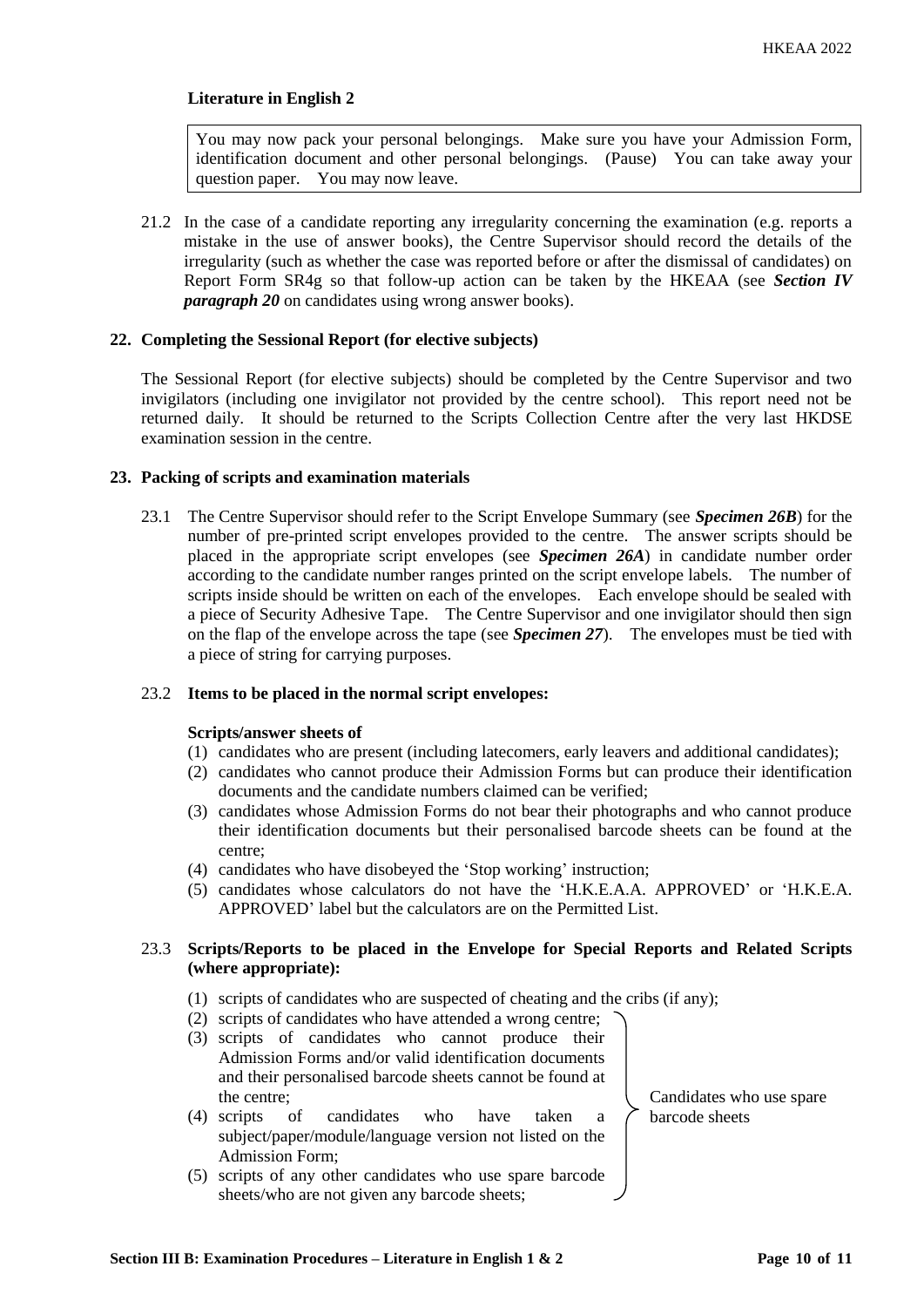**Literature in English 2**

> You may now pack your personal belongings. Make sure you have your Admission Form, identification document and other personal belongings. (Pause) You can take away your question paper. You may now leave.

21.2 In the case of a candidate reporting any irregularity concerning the examination (e.g. reports a mistake in the use of answer books), the Centre Supervisor should record the details of the irregularity (such as whether the case was reported before or after the dismissal of candidates) on Report Form SR4g so that follow-up action can be taken by the HKEAA (see ***Section IV paragraph 20*** on candidates using wrong answer books).

### 22. Completing the Sessional Report (for elective subjects)

The Sessional Report (for elective subjects) should be completed by the Centre Supervisor and two invigilators (including one invigilator not provided by the centre school). This report need not be returned daily. It should be returned to the Scripts Collection Centre after the very last HKDSE examination session in the centre.

### 23. Packing of scripts and examination materials

23.1 The Centre Supervisor should refer to the Script Envelope Summary (see ***Specimen 26B***) for the number of pre-printed script envelopes provided to the centre. The answer scripts should be placed in the appropriate script envelopes (see ***Specimen 26A***) in candidate number order according to the candidate number ranges printed on the script envelope labels. The number of scripts inside should be written on each of the envelopes. Each envelope should be sealed with a piece of Security Adhesive Tape. The Centre Supervisor and one invigilator should then sign on the flap of the envelope across the tape (see ***Specimen 27***). The envelopes must be tied with a piece of string for carrying purposes.

23.2 **Items to be placed in the normal script envelopes:**

**Scripts/answer sheets of**

(1) candidates who are present (including latecomers, early leavers and additional candidates);
(2) candidates who cannot produce their Admission Forms but can produce their identification documents and the candidate numbers claimed can be verified;
(3) candidates whose Admission Forms do not bear their photographs and who cannot produce their identification documents but their personalised barcode sheets can be found at the centre;
(4) candidates who have disobeyed the 'Stop working' instruction;
(5) candidates whose calculators do not have the 'H.K.E.A.A. APPROVED' or 'H.K.E.A. APPROVED' label but the calculators are on the Permitted List.

23.3 **Scripts/Reports to be placed in the Envelope for Special Reports and Related Scripts (where appropriate):**

(1) scripts of candidates who are suspected of cheating and the cribs (if any);
(2) scripts of candidates who have attended a wrong centre;
(3) scripts of candidates who cannot produce their Admission Forms and/or valid identification documents and their personalised barcode sheets cannot be found at the centre;
(4) scripts of candidates who have taken a subject/paper/module/language version not listed on the Admission Form;
(5) scripts of any other candidates who use spare barcode sheets/who are not given any barcode sheets;

Items (2)–(5): Candidates who use spare barcode sheets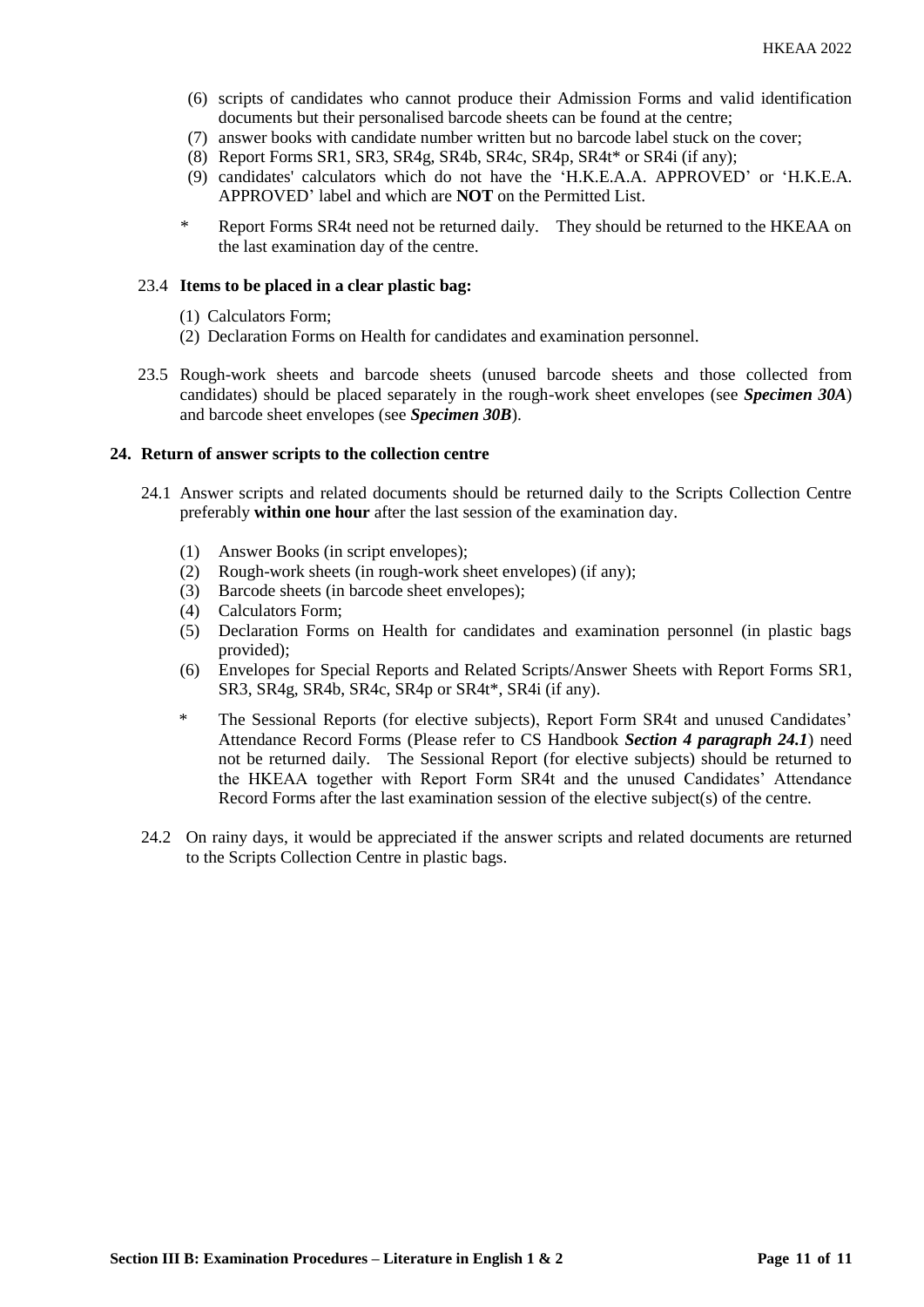(6) scripts of candidates who cannot produce their Admission Forms and valid identification documents but their personalised barcode sheets can be found at the centre;
(7) answer books with candidate number written but no barcode label stuck on the cover;
(8) Report Forms SR1, SR3, SR4g, SR4b, SR4c, SR4p, SR4t* or SR4i (if any);
(9) candidates' calculators which do not have the 'H.K.E.A.A. APPROVED' or 'H.K.E.A. APPROVED' label and which are **NOT** on the Permitted List.

\* Report Forms SR4t need not be returned daily. They should be returned to the HKEAA on the last examination day of the centre.

23.4 **Items to be placed in a clear plastic bag:**

(1) Calculators Form;
(2) Declaration Forms on Health for candidates and examination personnel.

23.5 Rough-work sheets and barcode sheets (unused barcode sheets and those collected from candidates) should be placed separately in the rough-work sheet envelopes (see ***Specimen 30A***) and barcode sheet envelopes (see ***Specimen 30B***).

## 24. Return of answer scripts to the collection centre

24.1 Answer scripts and related documents should be returned daily to the Scripts Collection Centre preferably **within one hour** after the last session of the examination day.

(1) Answer Books (in script envelopes);
(2) Rough-work sheets (in rough-work sheet envelopes) (if any);
(3) Barcode sheets (in barcode sheet envelopes);
(4) Calculators Form;
(5) Declaration Forms on Health for candidates and examination personnel (in plastic bags provided);
(6) Envelopes for Special Reports and Related Scripts/Answer Sheets with Report Forms SR1, SR3, SR4g, SR4b, SR4c, SR4p or SR4t*, SR4i (if any).

\* The Sessional Reports (for elective subjects), Report Form SR4t and unused Candidates' Attendance Record Forms (Please refer to CS Handbook ***Section 4 paragraph 24.1***) need not be returned daily. The Sessional Report (for elective subjects) should be returned to the HKEAA together with Report Form SR4t and the unused Candidates' Attendance Record Forms after the last examination session of the elective subject(s) of the centre.

24.2 On rainy days, it would be appreciated if the answer scripts and related documents are returned to the Scripts Collection Centre in plastic bags.